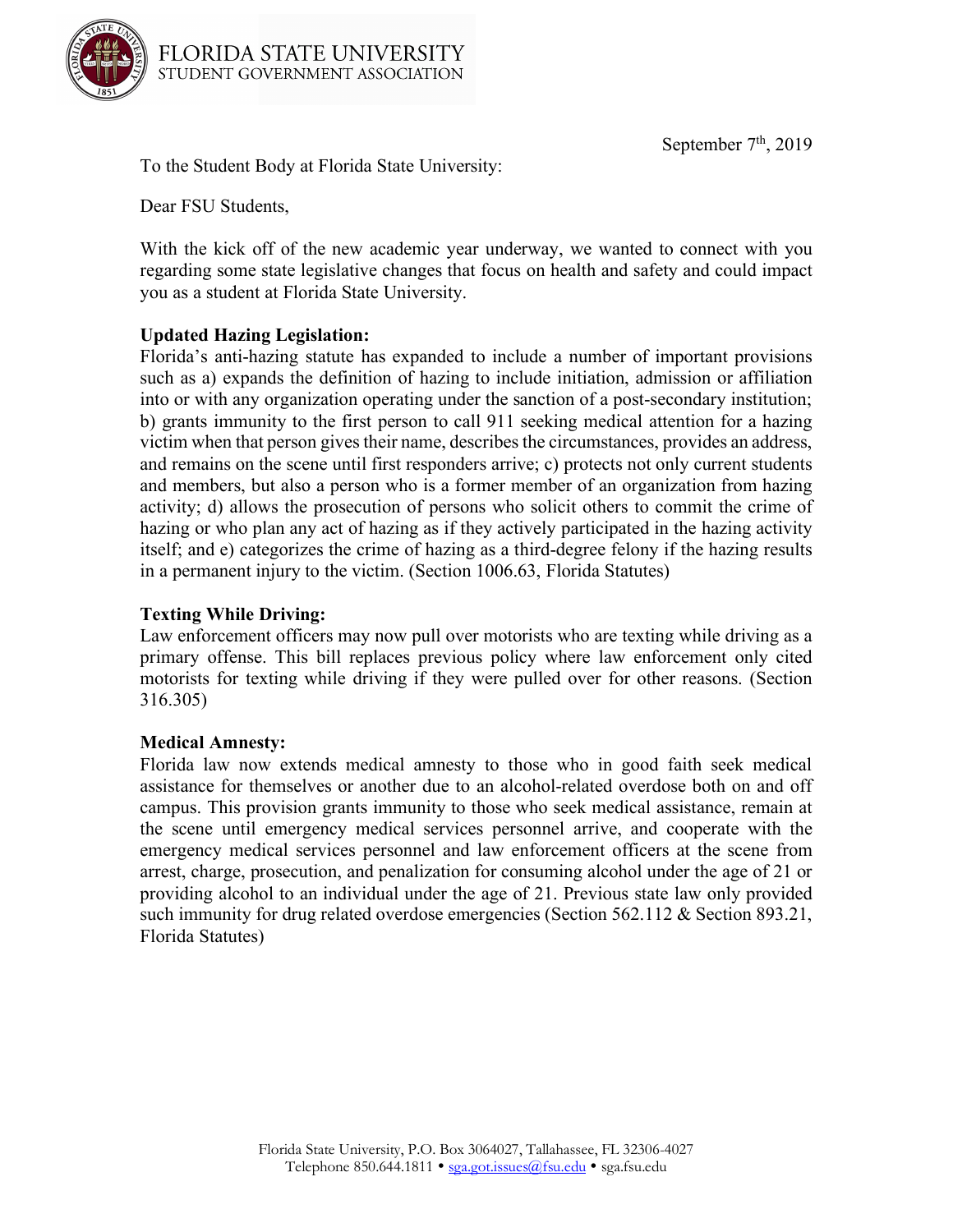FLORIDA STATE UNIVERSITY
STUDENT GOVERNMENT ASSOCIATION

September 7th, 2019

To the Student Body at Florida State University:

Dear FSU Students,

With the kick off of the new academic year underway, we wanted to connect with you regarding some state legislative changes that focus on health and safety and could impact you as a student at Florida State University.

**Updated Hazing Legislation:**
Florida's anti-hazing statute has expanded to include a number of important provisions such as a) expands the definition of hazing to include initiation, admission or affiliation into or with any organization operating under the sanction of a post-secondary institution; b) grants immunity to the first person to call 911 seeking medical attention for a hazing victim when that person gives their name, describes the circumstances, provides an address, and remains on the scene until first responders arrive; c) protects not only current students and members, but also a person who is a former member of an organization from hazing activity; d) allows the prosecution of persons who solicit others to commit the crime of hazing or who plan any act of hazing as if they actively participated in the hazing activity itself; and e) categorizes the crime of hazing as a third-degree felony if the hazing results in a permanent injury to the victim. (Section 1006.63, Florida Statutes)

**Texting While Driving:**
Law enforcement officers may now pull over motorists who are texting while driving as a primary offense. This bill replaces previous policy where law enforcement only cited motorists for texting while driving if they were pulled over for other reasons. (Section 316.305)

**Medical Amnesty:**
Florida law now extends medical amnesty to those who in good faith seek medical assistance for themselves or another due to an alcohol-related overdose both on and off campus. This provision grants immunity to those who seek medical assistance, remain at the scene until emergency medical services personnel arrive, and cooperate with the emergency medical services personnel and law enforcement officers at the scene from arrest, charge, prosecution, and penalization for consuming alcohol under the age of 21 or providing alcohol to an individual under the age of 21. Previous state law only provided such immunity for drug related overdose emergencies (Section 562.112 & Section 893.21, Florida Statutes)

Florida State University, P.O. Box 3064027, Tallahassee, FL 32306-4027
Telephone 850.644.1811 • sga.got.issues@fsu.edu • sga.fsu.edu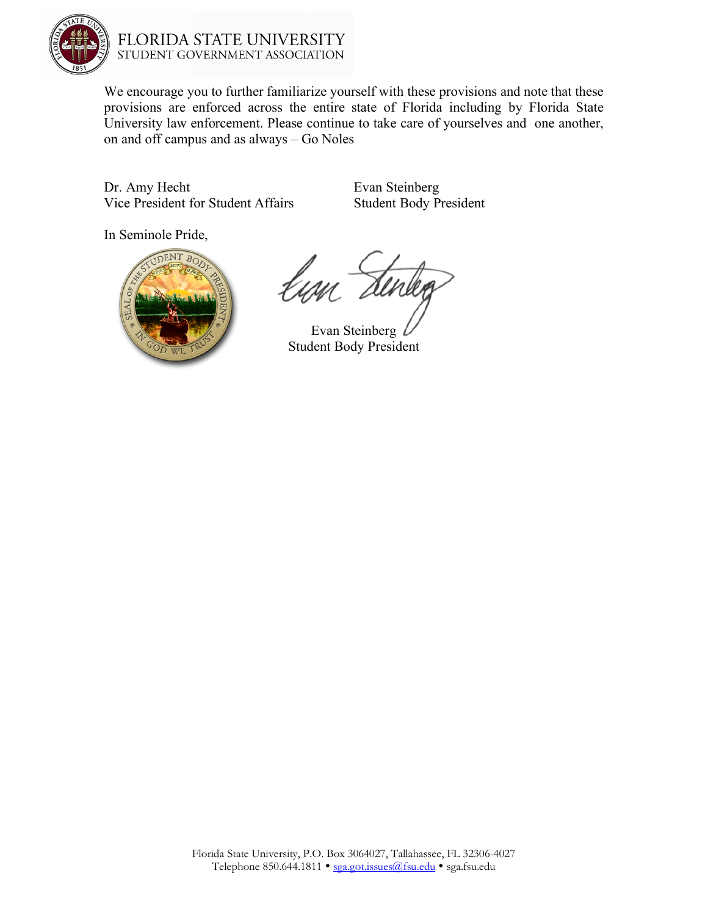FLORIDA STATE UNIVERSITY
STUDENT GOVERNMENT ASSOCIATION

We encourage you to further familiarize yourself with these provisions and note that these provisions are enforced across the entire state of Florida including by Florida State University law enforcement. Please continue to take care of yourselves and one another, on and off campus and as always – Go Noles

| | |
|---|---|
| Dr. Amy Hecht | Evan Steinberg |
| Vice President for Student Affairs | Student Body President |

In Seminole Pride,

Evan Steinberg
Student Body President

Florida State University, P.O. Box 3064027, Tallahassee, FL 32306-4027
Telephone 850.644.1811 • sga.got.issues@fsu.edu • sga.fsu.edu